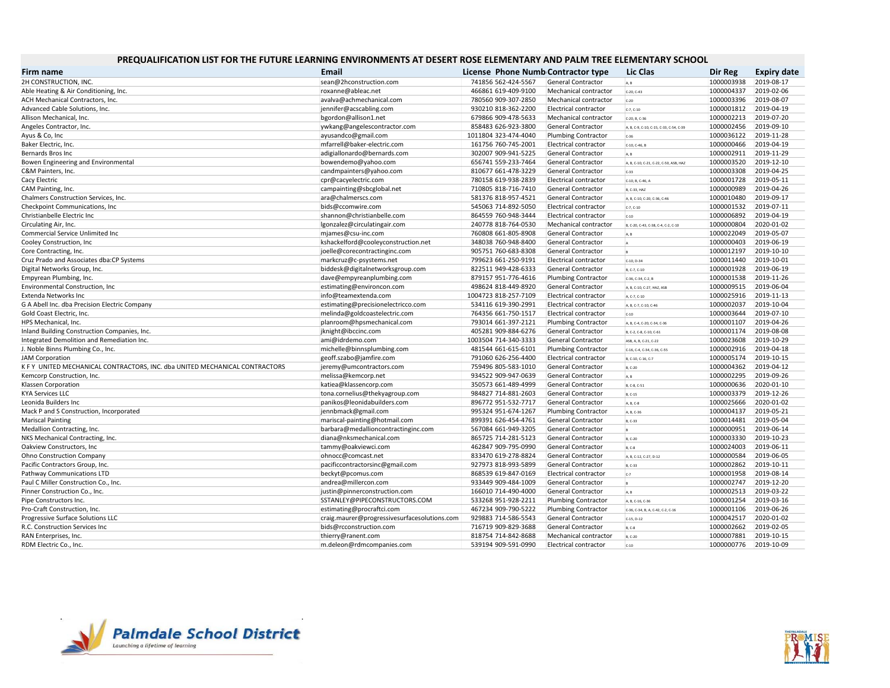# PREQUALIFICATION LIST FOR THE FUTURE LEARNING ENVIRONMENTS AT DESERT ROSE ELEMENTARY AND PALM TREE ELEMENTARY SCHOOL

| Firm name | Email | License | Phone Numb | Contractor type | Lic Clas | Dir Reg | Expiry date |
|---|---|---|---|---|---|---|---|
| 2H CONSTRUCTION, INC. | sean@2hconstruction.com | 741856 | 562-424-5567 | General Contractor | A, B | 1000003938 | 2019-08-17 |
| Able Heating & Air Conditioning, Inc. | roxanne@ableac.net | 466861 | 619-409-9100 | Mechanical contractor | C-20, C-43 | 1000004337 | 2019-02-06 |
| ACH Mechanical Contractors, Inc. | avalva@achmechanical.com | 780560 | 909-307-2850 | Mechanical contractor | C-20 | 1000003396 | 2019-08-07 |
| Advanced Cable Solutions, Inc. | jennifer@acscabling.com | 930210 | 818-362-2200 | Electrical contractor | C-7, C-10 | 1000001812 | 2019-04-19 |
| Allison Mechanical, Inc. | bgordon@allison1.net | 679866 | 909-478-5633 | Mechanical contractor | C-20, B, C-36 | 1000002213 | 2019-07-20 |
| Angeles Contractor, Inc. | ywkang@angelescontractor.com | 858483 | 626-923-3800 | General Contractor | A, B, C-9, C-10, C-15, C-33, C-54, C-39 | 1000002456 | 2019-09-10 |
| Ayus & Co, Inc | ayusandco@gmail.com | 1011804 | 323-474-4040 | Plumbing Contractor | C-36 | 1000036122 | 2019-11-28 |
| Baker Electric, Inc. | mfarrell@baker-electric.com | 161756 | 760-745-2001 | Electrical contractor | C-10, C-46, B | 1000000466 | 2019-04-19 |
| Bernards Bros Inc | adigiallonardo@bernards.com | 302007 | 909-941-5225 | General Contractor | A, B | 1000002911 | 2019-11-29 |
| Bowen Engineering and Environmental | bowendemo@yahoo.com | 656741 | 559-233-7464 | General Contractor | A, B, C-10, C-21, C-22, C-50, ASB, HAZ | 1000003520 | 2019-12-10 |
| C&M Painters, Inc. | candmpainters@yahoo.com | 810677 | 661-478-3229 | General Contractor | C-33 | 1000003308 | 2019-04-25 |
| Cacy Electric | cpr@cacyelectric.com | 780158 | 619-938-2839 | Electrical contractor | C-10, B, C-46, A | 1000001728 | 2019-05-11 |
| CAM Painting, Inc. | campainting@sbcglobal.net | 710805 | 818-716-7410 | General Contractor | B, C-33, HAZ | 1000000989 | 2019-04-26 |
| Chalmers Construction Services, Inc. | ara@chalmerscs.com | 581376 | 818-957-4521 | General Contractor | A, B, C-10, C-20, C-36, C-46 | 1000010480 | 2019-09-17 |
| Checkpoint Communications, Inc | bids@ccomwire.com | 545063 | 714-892-5050 | Electrical contractor | C-7, C-10 | 1000001532 | 2019-07-11 |
| Christianbelle Electric Inc | shannon@christianbelle.com | 864559 | 760-948-3444 | Electrical contractor | C-10 | 1000006892 | 2019-04-19 |
| Circulating Air, Inc. | lgonzalez@circulatingair.com | 240778 | 818-764-0530 | Mechanical contractor | B, C-20, C-43, C-38, C-4, C-2, C-10 | 1000000804 | 2020-01-02 |
| Commercial Service Unlimited Inc | mjames@csu-inc.com | 760808 | 661-805-8908 | General Contractor | A, B | 1000022049 | 2019-05-07 |
| Cooley Construction, Inc | kshackelford@cooleyconstruction.net | 348038 | 760-948-8400 | General Contractor | A | 1000000403 | 2019-06-19 |
| Core Contracting, Inc. | joelle@corecontractinginc.com | 905751 | 760-683-8308 | General Contractor | B | 1000012197 | 2019-10-10 |
| Cruz Prado and Associates dba:CP Systems | markcruz@c-psystems.net | 799623 | 661-250-9191 | Electrical contractor | C-10, D-34 | 1000011440 | 2019-10-01 |
| Digital Networks Group, Inc. | biddesk@digitalnetworksgroup.com | 822511 | 949-428-6333 | General Contractor | B, C-7, C-10 | 1000001928 | 2019-06-19 |
| Empyrean Plumbing, Inc. | dave@empyreanplumbing.com | 879157 | 951-776-4616 | Plumbing Contractor | C-36, C-34, C-2, B | 1000001538 | 2019-11-26 |
| Environmental Construction, Inc | estimating@environcon.com | 498624 | 818-449-8920 | General Contractor | A, B, C-10, C-27, HAZ, ASB | 1000009515 | 2019-06-04 |
| Extenda Networks Inc | info@teamextenda.com | 1004723 | 818-257-7109 | Electrical contractor | A, C-7, C-10 | 1000025916 | 2019-11-13 |
| G A Abell Inc. dba Precision Electric Company | estimating@precisionelectricco.com | 534116 | 619-390-2991 | Electrical contractor | A, B, C-7, C-10, C-46 | 1000002037 | 2019-10-04 |
| Gold Coast Electric, Inc. | melinda@goldcoastelectric.com | 764356 | 661-750-1517 | Electrical contractor | C-10 | 1000003644 | 2019-07-10 |
| HPS Mechanical, Inc. | planroom@hpsmechanical.com | 793014 | 661-397-2121 | Plumbing Contractor | A, B, C-4, C-20, C-34, C-36 | 1000001107 | 2019-04-26 |
| Inland Building Construction Companies, Inc. | jknight@ibccinc.com | 405281 | 909-884-6276 | General Contractor | B, C-2, C-8, C-10, C-61 | 1000001174 | 2019-08-08 |
| Integrated Demolition and Remediation Inc. | ami@idrdemo.com | 1003504 | 714-340-3333 | General Contractor | ASB, A, B, C-21, C-22 | 1000023608 | 2019-10-29 |
| J. Noble Binns Plumbing Co., Inc. | michelle@binnsplumbing.com | 481544 | 661-615-6101 | Plumbing Contractor | C-10, C-4, C-34, C-36, C-55 | 1000002916 | 2019-04-18 |
| JAM Corporation | geoff.szabo@jamfire.com | 791060 | 626-256-4400 | Electrical contractor | B, C-10, C-16, C-7 | 1000005174 | 2019-10-15 |
| K F Y UNITED MECHANICAL CONTRACTORS, INC. dba UNITED MECHANICAL CONTRACTORS | jeremy@umcontractors.com | 759496 | 805-583-1010 | General Contractor | B, C-20 | 1000004362 | 2019-04-12 |
| Kemcorp Construction, Inc. | melissa@kemcorp.net | 934522 | 909-947-0639 | General Contractor | A, B | 1000002295 | 2019-09-26 |
| Klassen Corporation | katiea@klassencorp.com | 350573 | 661-489-4999 | General Contractor | B, C-8, C-51 | 1000000636 | 2020-01-10 |
| KYA Services LLC | tona.cornelius@thekyagroup.com | 984827 | 714-881-2603 | General Contractor | B, C-15 | 1000003379 | 2019-12-26 |
| Leonida Builders Inc | panikos@leonidabuilders.com | 896772 | 951-532-7717 | General Contractor | A, B, C-8 | 1000025666 | 2020-01-02 |
| Mack P and S Construction, Incorporated | jennbmack@gmail.com | 995324 | 951-674-1267 | Plumbing Contractor | A, B, C-36 | 1000004137 | 2019-05-21 |
| Mariscal Painting | mariscal-painting@hotmail.com | 899391 | 626-454-4761 | General Contractor | B, C-33 | 1000014481 | 2019-05-04 |
| Medallion Contracting, Inc. | barbara@medallioncontractinginc.com | 567084 | 661-949-3205 | General Contractor | B | 1000000951 | 2019-06-14 |
| NKS Mechanical Contracting, Inc. | diana@nksmechanical.com | 865725 | 714-281-5123 | General Contractor | B, C-20 | 1000003330 | 2019-10-23 |
| Oakview Constructors, Inc | tammy@oakviewci.com | 462847 | 909-795-0990 | General Contractor | B, C-8 | 1000024003 | 2019-06-11 |
| Ohno Construction Company | ohnocc@comcast.net | 833470 | 619-278-8824 | General Contractor | A, B, C-12, C-27, D-12 | 1000000584 | 2019-06-05 |
| Pacific Contractors Group, Inc. | pacificcontractorsinc@gmail.com | 927973 | 818-993-5899 | General Contractor | B, C-33 | 1000002862 | 2019-10-11 |
| Pathway Communications LTD | beckyt@pcomus.com | 868539 | 619-847-0169 | Electrical contractor | C-7 | 1000001958 | 2019-08-14 |
| Paul C Miller Construction Co., Inc. | andrea@millercon.com | 933449 | 909-484-1009 | General Contractor | B | 1000002747 | 2019-12-20 |
| Pinner Construction Co., Inc. | justin@pinnerconstruction.com | 166010 | 714-490-4000 | General Contractor | A, B | 1000002513 | 2019-03-22 |
| Pipe Constructors Inc. | SSTANLEY@PIPECONSTRUCTORS.COM | 533268 | 951-928-2211 | Plumbing Contractor | A, B, C-16, C-36 | 1000001254 | 2019-03-16 |
| Pro-Craft Construction, Inc. | estimating@procraftci.com | 467234 | 909-790-5222 | Plumbing Contractor | C-36, C-34, B, A, C-42, C-2, C-16 | 1000001106 | 2019-06-26 |
| Progressive Surface Solutions LLC | craig.maurer@progressivesurfacesolutions.com | 929883 | 714-586-5543 | General Contractor | C-15, D-12 | 1000042517 | 2020-01-02 |
| R.C. Construction Services Inc | bids@rcconstruction.com | 716719 | 909-829-3688 | General Contractor | B, C-8 | 1000002662 | 2019-02-05 |
| RAN Enterprises, Inc. | thierry@ranent.com | 818754 | 714-842-8688 | Mechanical contractor | B, C-20 | 1000007881 | 2019-10-15 |
| RDM Electric Co., Inc. | m.deleon@rdmcompanies.com | 539194 | 909-591-0990 | Electrical contractor | C-10 | 1000000776 | 2019-10-09 |

Palmdale School District
Launching a lifetime of learning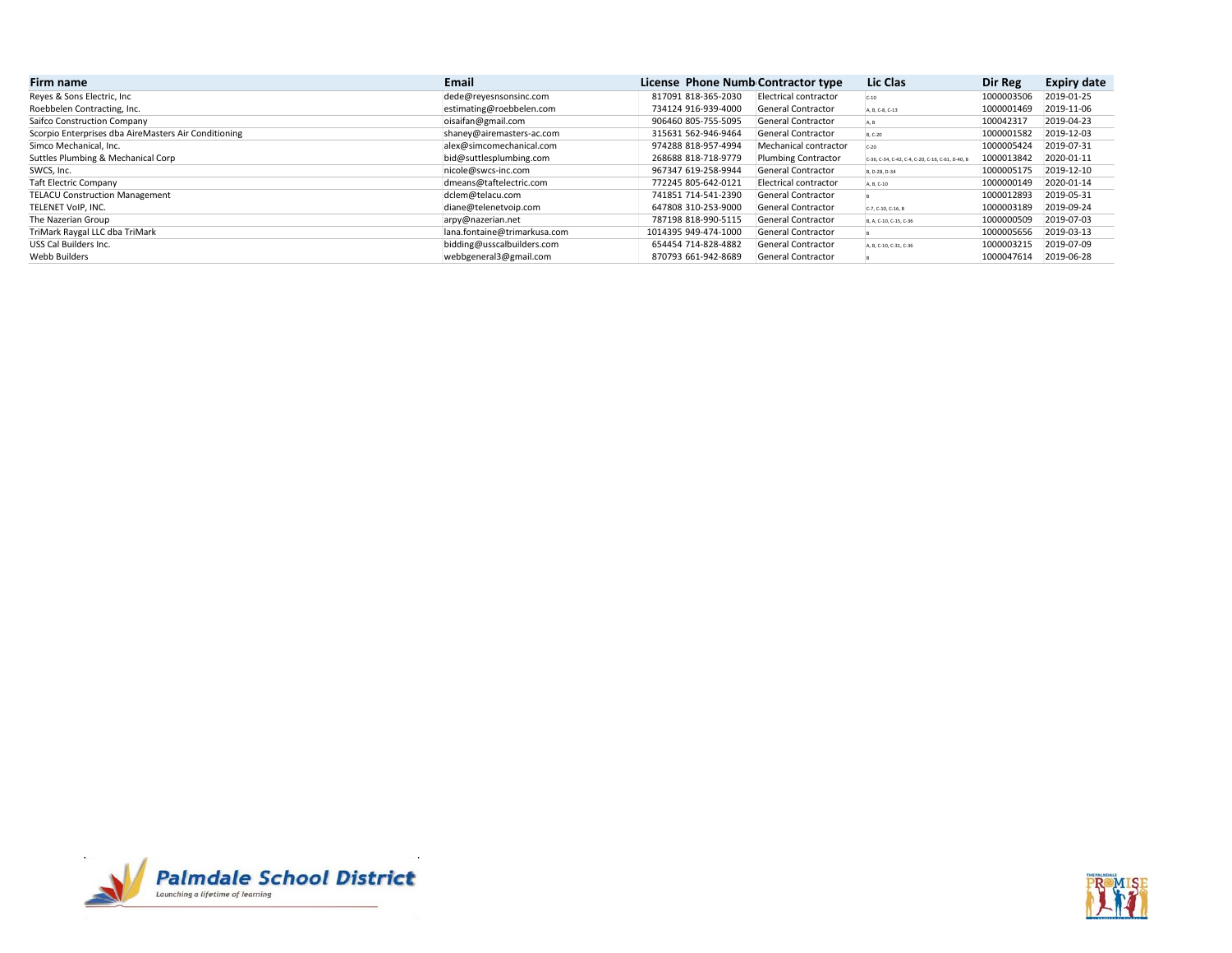| Firm name | Email | License | Phone Numb | Contractor type | Lic Clas | Dir Reg | Expiry date |
|---|---|---|---|---|---|---|---|
| Reyes & Sons Electric, Inc | dede@reyesnsonsinc.com | 817091 | 818-365-2030 | Electrical contractor | C-10 | 1000003506 | 2019-01-25 |
| Roebbelen Contracting, Inc. | estimating@roebbelen.com | 734124 | 916-939-4000 | General Contractor | A, B, C-8, C-13 | 1000001469 | 2019-11-06 |
| Saifco Construction Company | oisaifan@gmail.com | 906460 | 805-755-5095 | General Contractor | A, B | 100042317 | 2019-04-23 |
| Scorpio Enterprises dba AireMasters Air Conditioning | shaney@airemasters-ac.com | 315631 | 562-946-9464 | General Contractor | B, C-20 | 1000001582 | 2019-12-03 |
| Simco Mechanical, Inc. | alex@simcomechanical.com | 974288 | 818-957-4994 | Mechanical contractor | C-20 | 1000005424 | 2019-07-31 |
| Suttles Plumbing & Mechanical Corp | bid@suttlesplumbing.com | 268688 | 818-718-9779 | Plumbing Contractor | C-36, C-34, C-42, C-4, C-20, C-16, C-61, D-40, B | 1000013842 | 2020-01-11 |
| SWCS, Inc. | nicole@swcs-inc.com | 967347 | 619-258-9944 | General Contractor | B, D-28, D-34 | 1000005175 | 2019-12-10 |
| Taft Electric Company | dmeans@taftelectric.com | 772245 | 805-642-0121 | Electrical contractor | A, B, C-10 | 1000000149 | 2020-01-14 |
| TELACU Construction Management | dclem@telacu.com | 741851 | 714-541-2390 | General Contractor | B | 1000012893 | 2019-05-31 |
| TELENET VoIP, INC. | diane@telenetvoip.com | 647808 | 310-253-9000 | General Contractor | C-7, C-10, C-16, B | 1000003189 | 2019-09-24 |
| The Nazerian Group | arpy@nazerian.net | 787198 | 818-990-5115 | General Contractor | B, A, C-10, C-15, C-36 | 1000000509 | 2019-07-03 |
| TriMark Raygal LLC dba TriMark | lana.fontaine@trimarkusa.com | 1014395 | 949-474-1000 | General Contractor | B | 1000005656 | 2019-03-13 |
| USS Cal Builders Inc. | bidding@usscalbuilders.com | 654454 | 714-828-4882 | General Contractor | A, B, C-10, C-31, C-36 | 1000003215 | 2019-07-09 |
| Webb Builders | webbgeneral3@gmail.com | 870793 | 661-942-8689 | General Contractor | B | 1000047614 | 2019-06-28 |

Palmdale School District
*Launching a lifetime of learning*

THE PALMDALE PROMISE